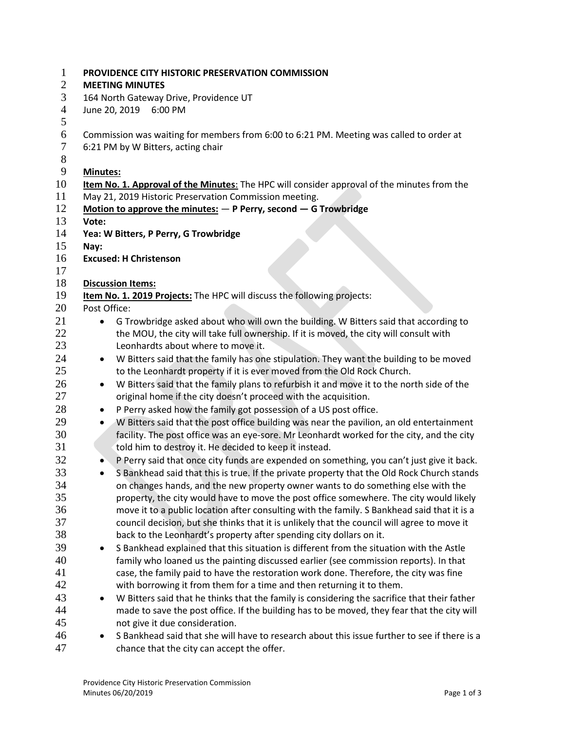**PROVIDENCE CITY HISTORIC PRESERVATION COMMISSION**
**MEETING MINUTES**
164 North Gateway Drive, Providence UT
June 20, 2019 6:00 PM

Commission was waiting for members from 6:00 to 6:21 PM. Meeting was called to order at 6:21 PM by W Bitters, acting chair

**Minutes:**

**Item No. 1. Approval of the Minutes**: The HPC will consider approval of the minutes from the May 21, 2019 Historic Preservation Commission meeting.

**Motion to approve the minutes:** — **P Perry, second — G Trowbridge**
**Vote:**
**Yea: W Bitters, P Perry, G Trowbridge**
**Nay:**
**Excused: H Christenson**

**Discussion Items:**

**Item No. 1. 2019 Projects:** The HPC will discuss the following projects:

Post Office:

- G Trowbridge asked about who will own the building. W Bitters said that according to the MOU, the city will take full ownership. If it is moved, the city will consult with Leonhardts about where to move it.
- W Bitters said that the family has one stipulation. They want the building to be moved to the Leonhardt property if it is ever moved from the Old Rock Church.
- W Bitters said that the family plans to refurbish it and move it to the north side of the original home if the city doesn't proceed with the acquisition.
- P Perry asked how the family got possession of a US post office.
- W Bitters said that the post office building was near the pavilion, an old entertainment facility. The post office was an eye-sore. Mr Leonhardt worked for the city, and the city told him to destroy it. He decided to keep it instead.
- P Perry said that once city funds are expended on something, you can't just give it back.
- S Bankhead said that this is true. If the private property that the Old Rock Church stands on changes hands, and the new property owner wants to do something else with the property, the city would have to move the post office somewhere. The city would likely move it to a public location after consulting with the family. S Bankhead said that it is a council decision, but she thinks that it is unlikely that the council will agree to move it back to the Leonhardt's property after spending city dollars on it.
- S Bankhead explained that this situation is different from the situation with the Astle family who loaned us the painting discussed earlier (see commission reports). In that case, the family paid to have the restoration work done. Therefore, the city was fine with borrowing it from them for a time and then returning it to them.
- W Bitters said that he thinks that the family is considering the sacrifice that their father made to save the post office. If the building has to be moved, they fear that the city will not give it due consideration.
- S Bankhead said that she will have to research about this issue further to see if there is a chance that the city can accept the offer.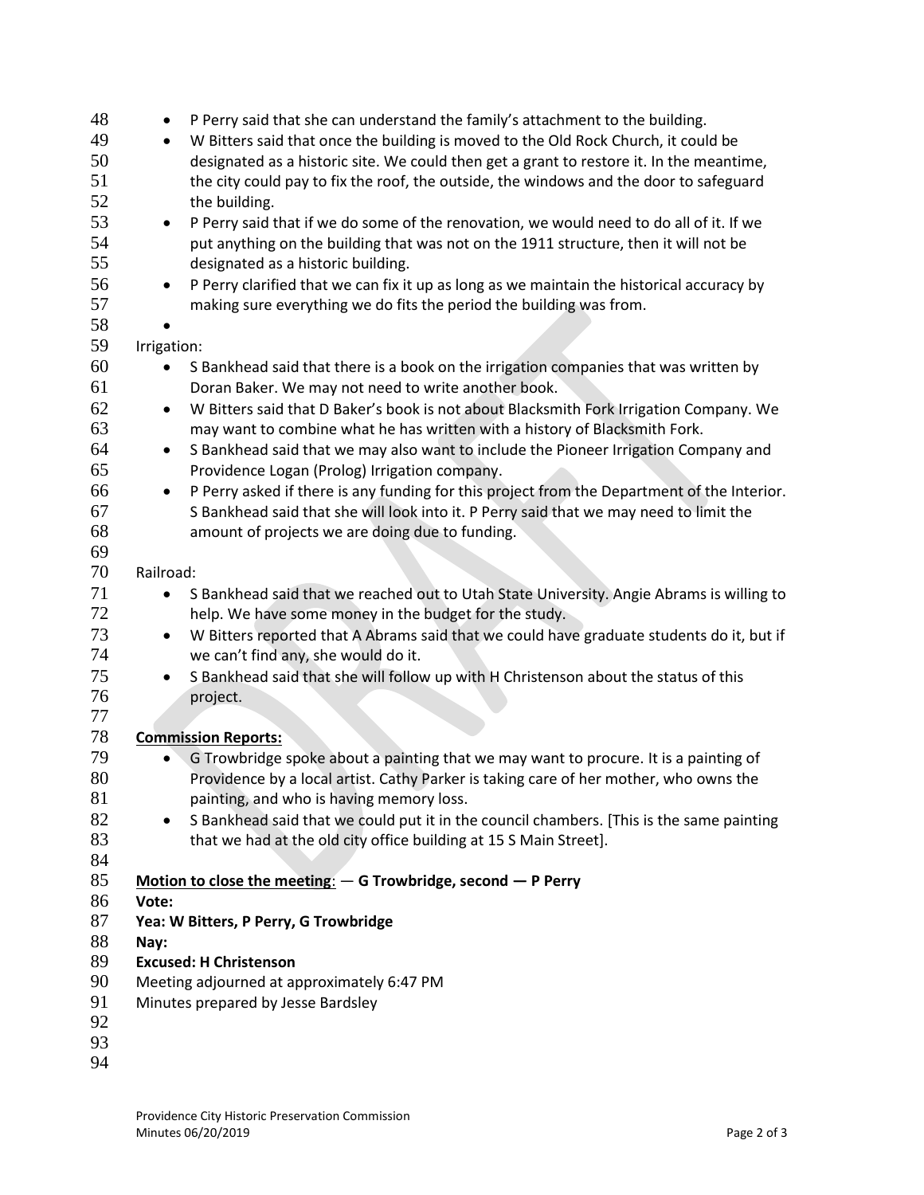- P Perry said that she can understand the family's attachment to the building.
- W Bitters said that once the building is moved to the Old Rock Church, it could be designated as a historic site. We could then get a grant to restore it. In the meantime, the city could pay to fix the roof, the outside, the windows and the door to safeguard the building.
- P Perry said that if we do some of the renovation, we would need to do all of it. If we put anything on the building that was not on the 1911 structure, then it will not be designated as a historic building.
- P Perry clarified that we can fix it up as long as we maintain the historical accuracy by making sure everything we do fits the period the building was from.
- 

Irrigation:

- S Bankhead said that there is a book on the irrigation companies that was written by Doran Baker. We may not need to write another book.
- W Bitters said that D Baker's book is not about Blacksmith Fork Irrigation Company. We may want to combine what he has written with a history of Blacksmith Fork.
- S Bankhead said that we may also want to include the Pioneer Irrigation Company and Providence Logan (Prolog) Irrigation company.
- P Perry asked if there is any funding for this project from the Department of the Interior. S Bankhead said that she will look into it. P Perry said that we may need to limit the amount of projects we are doing due to funding.

Railroad:

- S Bankhead said that we reached out to Utah State University. Angie Abrams is willing to help. We have some money in the budget for the study.
- W Bitters reported that A Abrams said that we could have graduate students do it, but if we can't find any, she would do it.
- S Bankhead said that she will follow up with H Christenson about the status of this project.

**Commission Reports:**

- G Trowbridge spoke about a painting that we may want to procure. It is a painting of Providence by a local artist. Cathy Parker is taking care of her mother, who owns the painting, and who is having memory loss.
- S Bankhead said that we could put it in the council chambers. [This is the same painting that we had at the old city office building at 15 S Main Street].

**Motion to close the meeting: — G Trowbridge, second — P Perry**
**Vote:**
**Yea: W Bitters, P Perry, G Trowbridge**
**Nay:**
**Excused: H Christenson**
Meeting adjourned at approximately 6:47 PM
Minutes prepared by Jesse Bardsley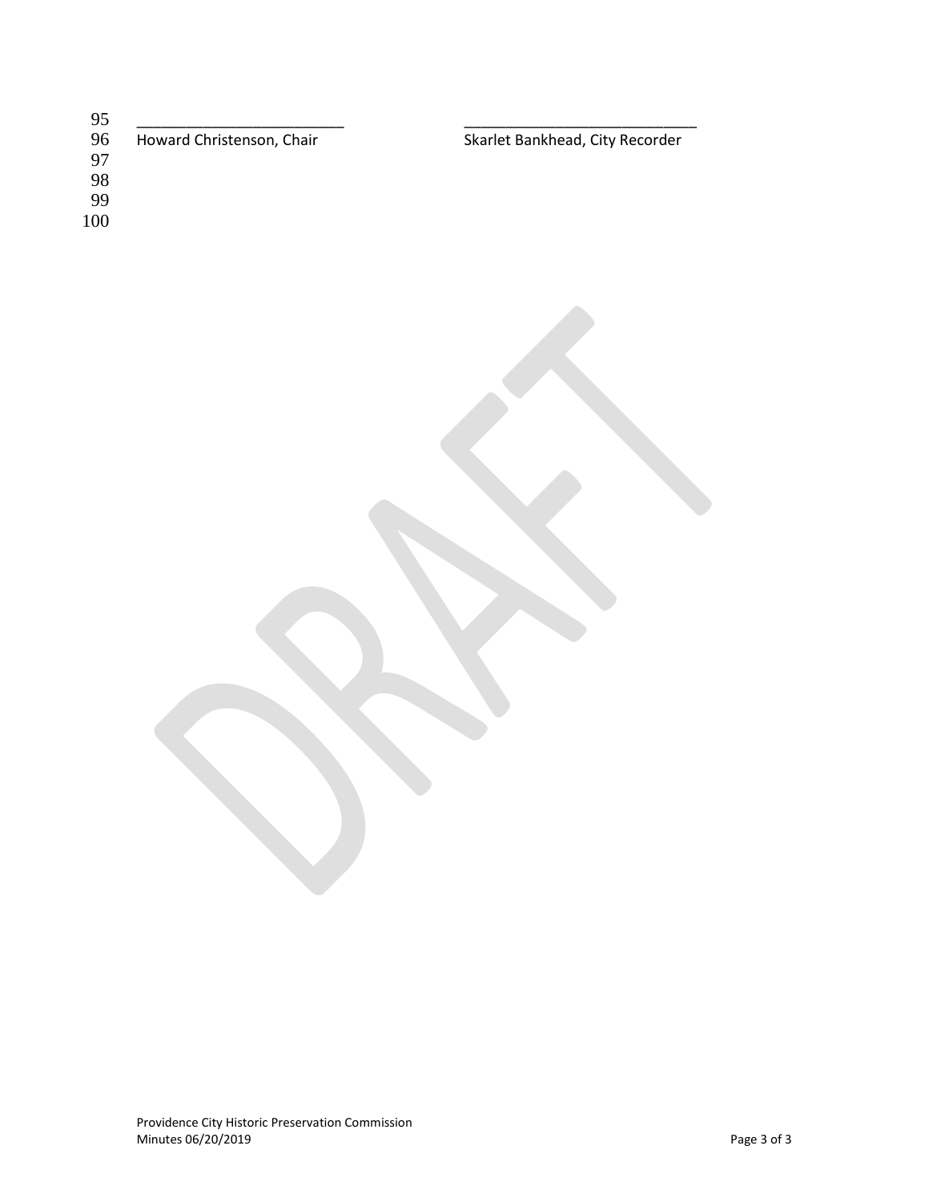95 \_\_\_\_\_\_\_\_\_\_\_\_\_\_\_\_\_\_\_\_\_\_\_\_\_\_ \_\_\_\_\_\_\_\_\_\_\_\_\_\_\_\_\_\_\_\_\_\_\_\_\_\_\_\_\_\_

96 Howard Christenson, Chair Skarlet Bankhead, City Recorder

97

98

99

100

DRAFT